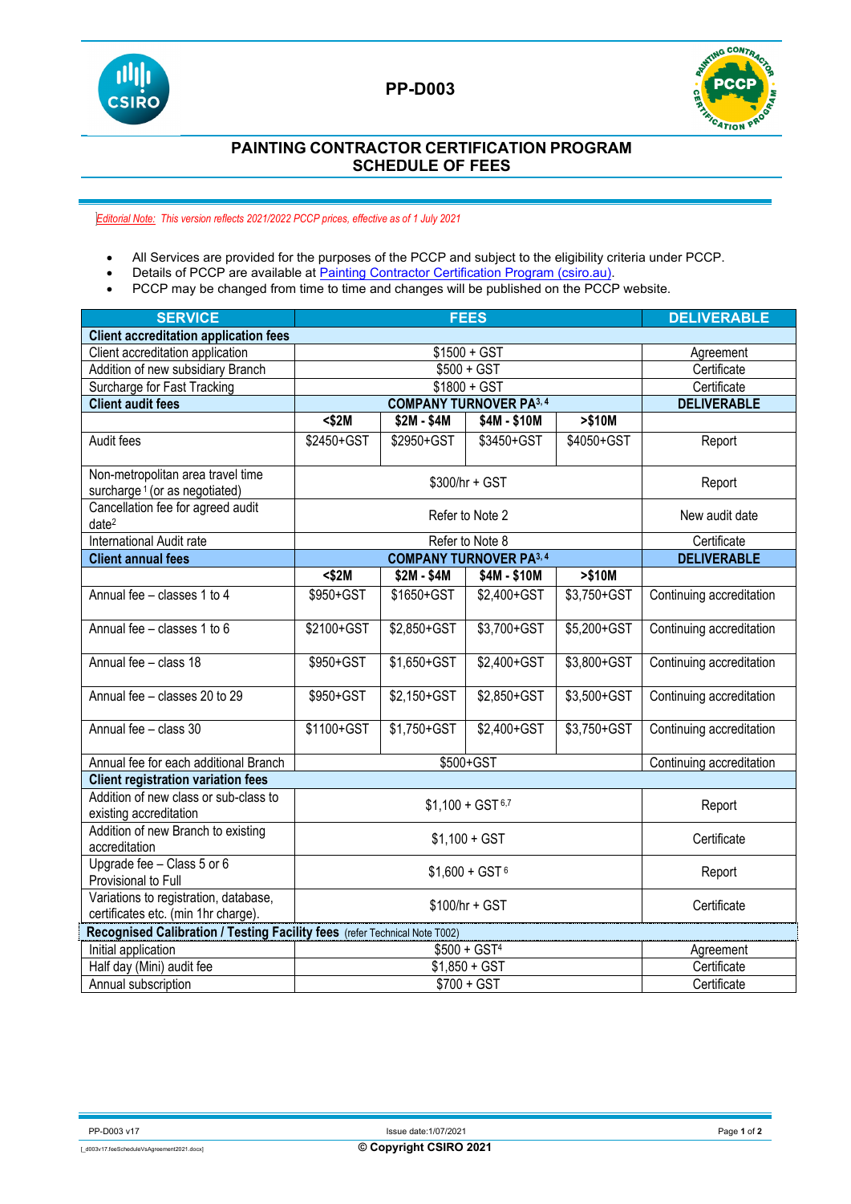# PP-D003

## PAINTING CONTRACTOR CERTIFICATION PROGRAM
## SCHEDULE OF FEES

*Editorial Note: This version reflects 2021/2022 PCCP prices, effective as of 1 July 2021*

- All Services are provided for the purposes of the PCCP and subject to the eligibility criteria under PCCP.
- Details of PCCP are available at [Painting Contractor Certification Program (csiro.au)](Painting Contractor Certification Program (csiro.au)).
- PCCP may be changed from time to time and changes will be published on the PCCP website.

| SERVICE | FEES | | | | DELIVERABLE |
|---|---|---|---|---|---|
| **Client accreditation application fees** | | | | | |
| Client accreditation application | $1500 + GST | | | | Agreement |
| Addition of new subsidiary Branch | $500 + GST | | | | Certificate |
| Surcharge for Fast Tracking | $1800 + GST | | | | Certificate |
| **Client audit fees** | **COMPANY TURNOVER PA[3, 4]** | | | | **DELIVERABLE** |
| | **<$2M** | **$2M - $4M** | **$4M - $10M** | **>$10M** | |
| Audit fees | $2450+GST | $2950+GST | $3450+GST | $4050+GST | Report |
| Non-metropolitan area travel time surcharge [1] (or as negotiated) | $300/hr + GST | | | | Report |
| Cancellation fee for agreed audit date[2] | Refer to Note 2 | | | | New audit date |
| International Audit rate | Refer to Note 8 | | | | Certificate |
| **Client annual fees** | **COMPANY TURNOVER PA[3, 4]** | | | | **DELIVERABLE** |
| | **<$2M** | **$2M - $4M** | **$4M - $10M** | **>$10M** | |
| Annual fee – classes 1 to 4 | $950+GST | $1650+GST | $2,400+GST | $3,750+GST | Continuing accreditation |
| Annual fee – classes 1 to 6 | $2100+GST | $2,850+GST | $3,700+GST | $5,200+GST | Continuing accreditation |
| Annual fee – class 18 | $950+GST | $1,650+GST | $2,400+GST | $3,800+GST | Continuing accreditation |
| Annual fee – classes 20 to 29 | $950+GST | $2,150+GST | $2,850+GST | $3,500+GST | Continuing accreditation |
| Annual fee – class 30 | $1100+GST | $1,750+GST | $2,400+GST | $3,750+GST | Continuing accreditation |
| Annual fee for each additional Branch | $500+GST | | | | Continuing accreditation |
| **Client registration variation fees** | | | | | |
| Addition of new class or sub-class to existing accreditation | $1,100 + GST [6,7] | | | | Report |
| Addition of new Branch to existing accreditation | $1,100 + GST | | | | Certificate |
| Upgrade fee – Class 5 or 6 Provisional to Full | $1,600 + GST [6] | | | | Report |
| Variations to registration, database, certificates etc. (min 1hr charge). | $100/hr + GST | | | | Certificate |
| **Recognised Calibration / Testing Facility fees** (refer Technical Note T002) | | | | | |
| Initial application | $500 + GST[4] | | | | Agreement |
| Half day (Mini) audit fee | $1,850 + GST | | | | Certificate |
| Annual subscription | $700 + GST | | | | Certificate |

PP-D003 v17 — Issue date:1/07/2021

© Copyright CSIRO 2021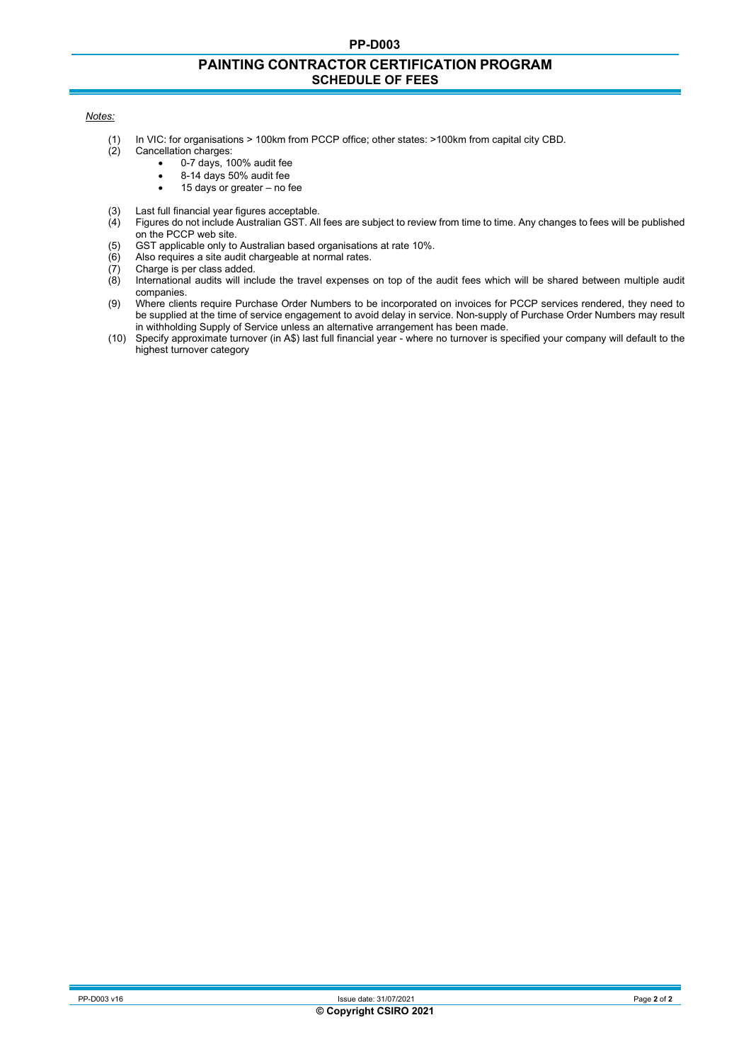*Notes:*

(1) In VIC: for organisations > 100km from PCCP office; other states: >100km from capital city CBD.

(2) Cancellation charges:
- 0-7 days, 100% audit fee
- 8-14 days 50% audit fee
- 15 days or greater – no fee

(3) Last full financial year figures acceptable.

(4) Figures do not include Australian GST. All fees are subject to review from time to time. Any changes to fees will be published on the PCCP web site.

(5) GST applicable only to Australian based organisations at rate 10%.

(6) Also requires a site audit chargeable at normal rates.

(7) Charge is per class added.

(8) International audits will include the travel expenses on top of the audit fees which will be shared between multiple audit companies.

(9) Where clients require Purchase Order Numbers to be incorporated on invoices for PCCP services rendered, they need to be supplied at the time of service engagement to avoid delay in service. Non-supply of Purchase Order Numbers may result in withholding Supply of Service unless an alternative arrangement has been made.

(10) Specify approximate turnover (in A$) last full financial year - where no turnover is specified your company will default to the highest turnover category